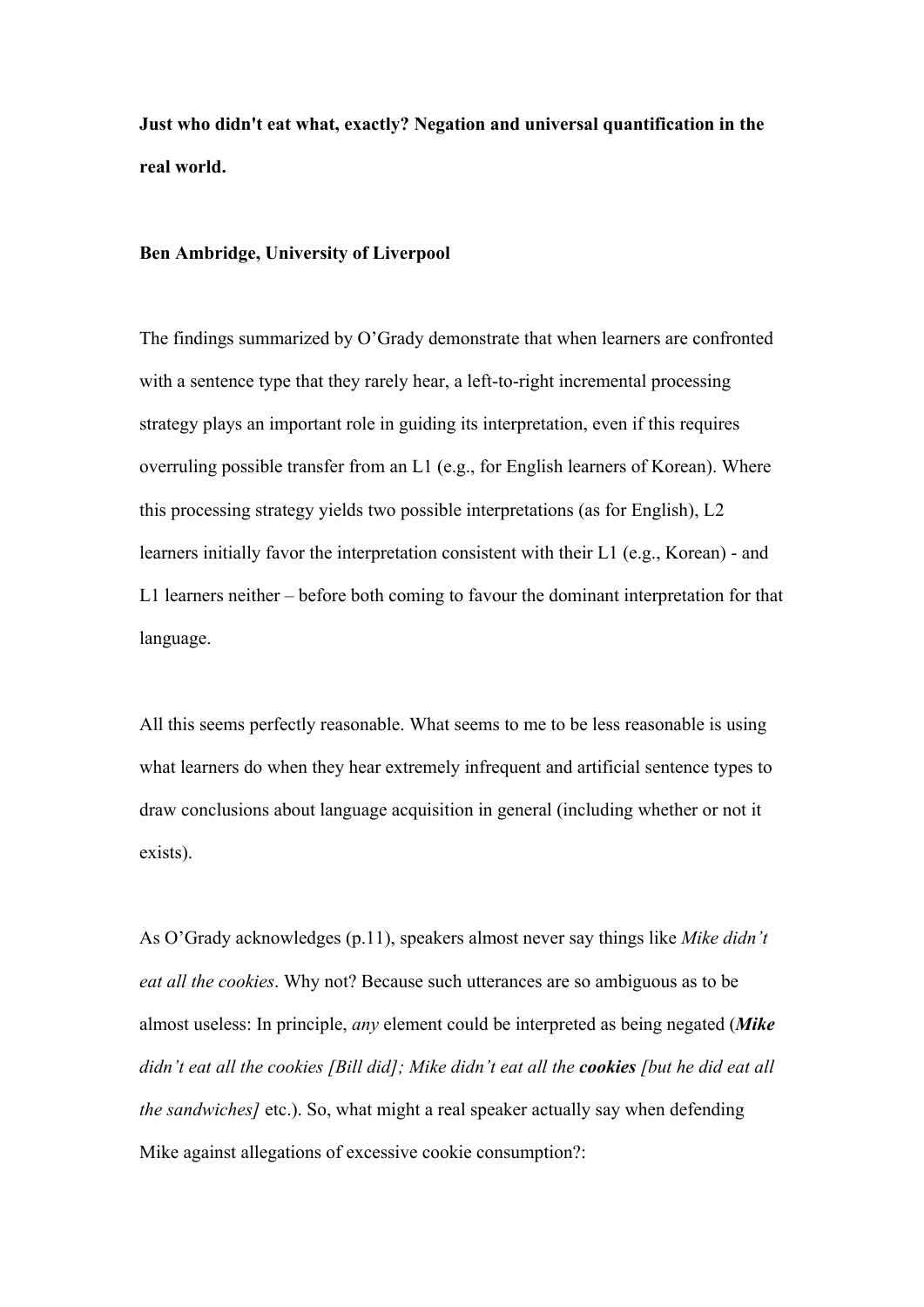**Just who didn't eat what, exactly? Negation and universal quantification in the real world.**

**Ben Ambridge, University of Liverpool**

The findings summarized by O'Grady demonstrate that when learners are confronted with a sentence type that they rarely hear, a left-to-right incremental processing strategy plays an important role in guiding its interpretation, even if this requires overruling possible transfer from an L1 (e.g., for English learners of Korean). Where this processing strategy yields two possible interpretations (as for English), L2 learners initially favor the interpretation consistent with their L1 (e.g., Korean) - and L1 learners neither – before both coming to favour the dominant interpretation for that language.

All this seems perfectly reasonable. What seems to me to be less reasonable is using what learners do when they hear extremely infrequent and artificial sentence types to draw conclusions about language acquisition in general (including whether or not it exists).

As O'Grady acknowledges (p.11), speakers almost never say things like *Mike didn't eat all the cookies*. Why not? Because such utterances are so ambiguous as to be almost useless: In principle, *any* element could be interpreted as being negated (***Mike*** *didn't eat all the cookies [Bill did]; Mike didn't eat all the* ***cookies*** *[but he did eat all the sandwiches]* etc.). So, what might a real speaker actually say when defending Mike against allegations of excessive cookie consumption?: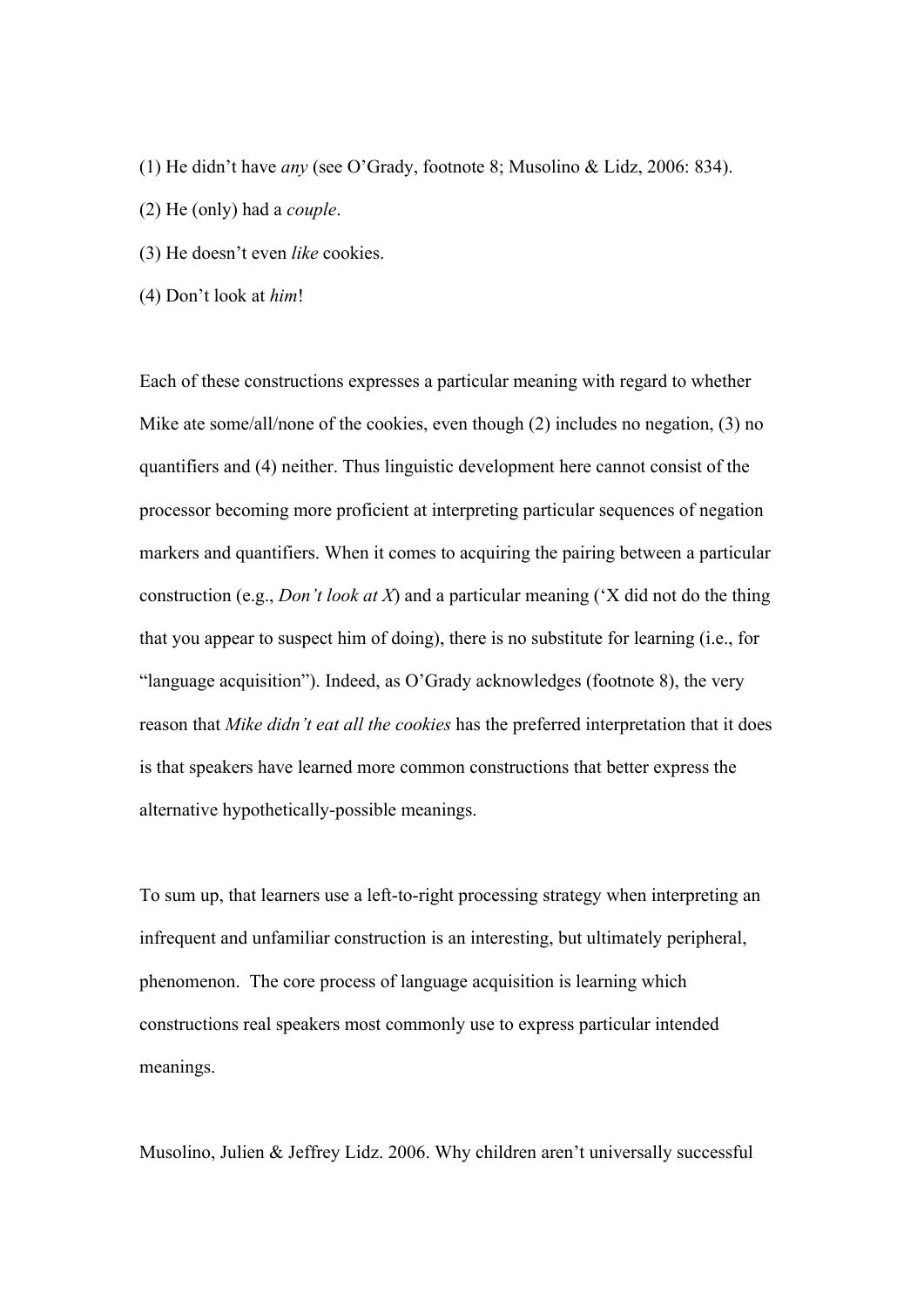(1) He didn't have *any* (see O'Grady, footnote 8; Musolino & Lidz, 2006: 834).

(2) He (only) had a *couple*.

(3) He doesn't even *like* cookies.

(4) Don't look at *him*!

Each of these constructions expresses a particular meaning with regard to whether Mike ate some/all/none of the cookies, even though (2) includes no negation, (3) no quantifiers and (4) neither. Thus linguistic development here cannot consist of the processor becoming more proficient at interpreting particular sequences of negation markers and quantifiers. When it comes to acquiring the pairing between a particular construction (e.g., *Don't look at X*) and a particular meaning ('X did not do the thing that you appear to suspect him of doing), there is no substitute for learning (i.e., for "language acquisition"). Indeed, as O'Grady acknowledges (footnote 8), the very reason that *Mike didn't eat all the cookies* has the preferred interpretation that it does is that speakers have learned more common constructions that better express the alternative hypothetically-possible meanings.

To sum up, that learners use a left-to-right processing strategy when interpreting an infrequent and unfamiliar construction is an interesting, but ultimately peripheral, phenomenon. The core process of language acquisition is learning which constructions real speakers most commonly use to express particular intended meanings.

Musolino, Julien & Jeffrey Lidz. 2006. Why children aren't universally successful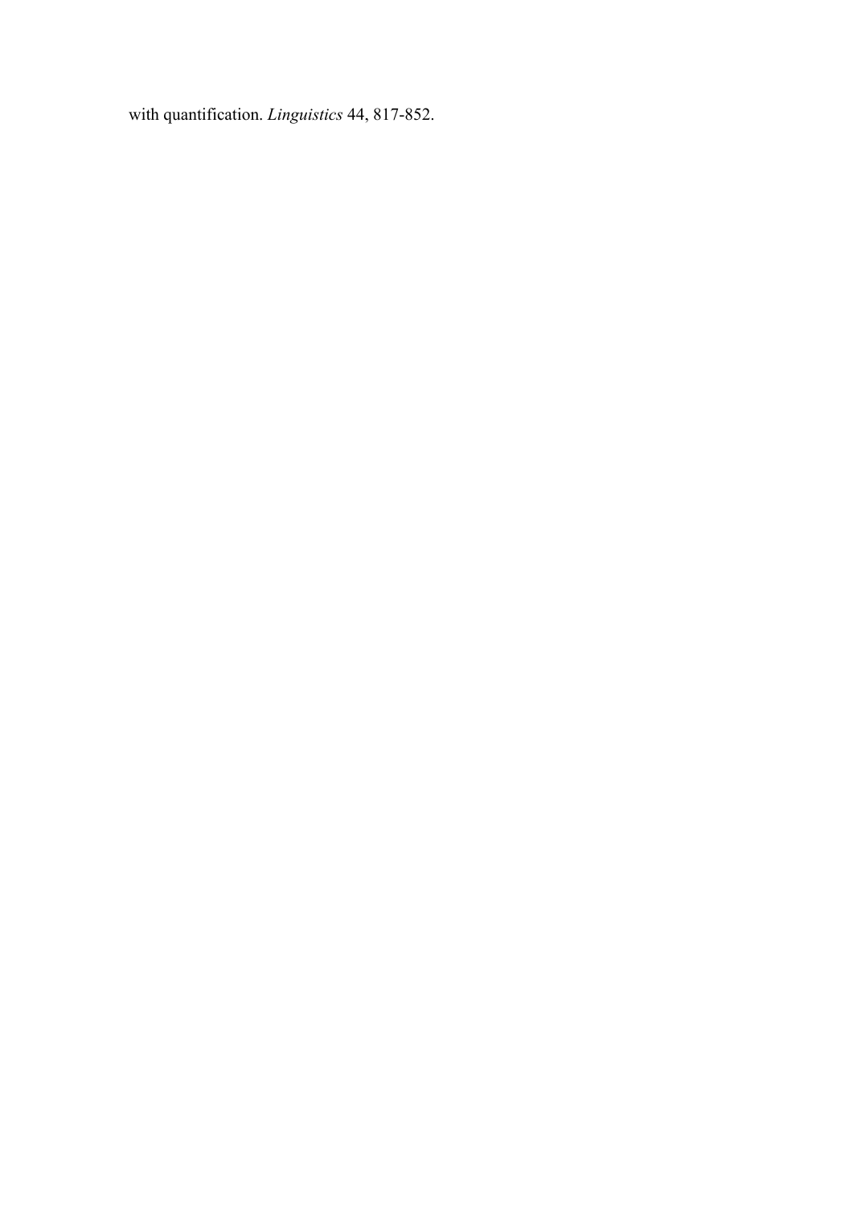with quantification. *Linguistics* 44, 817-852.